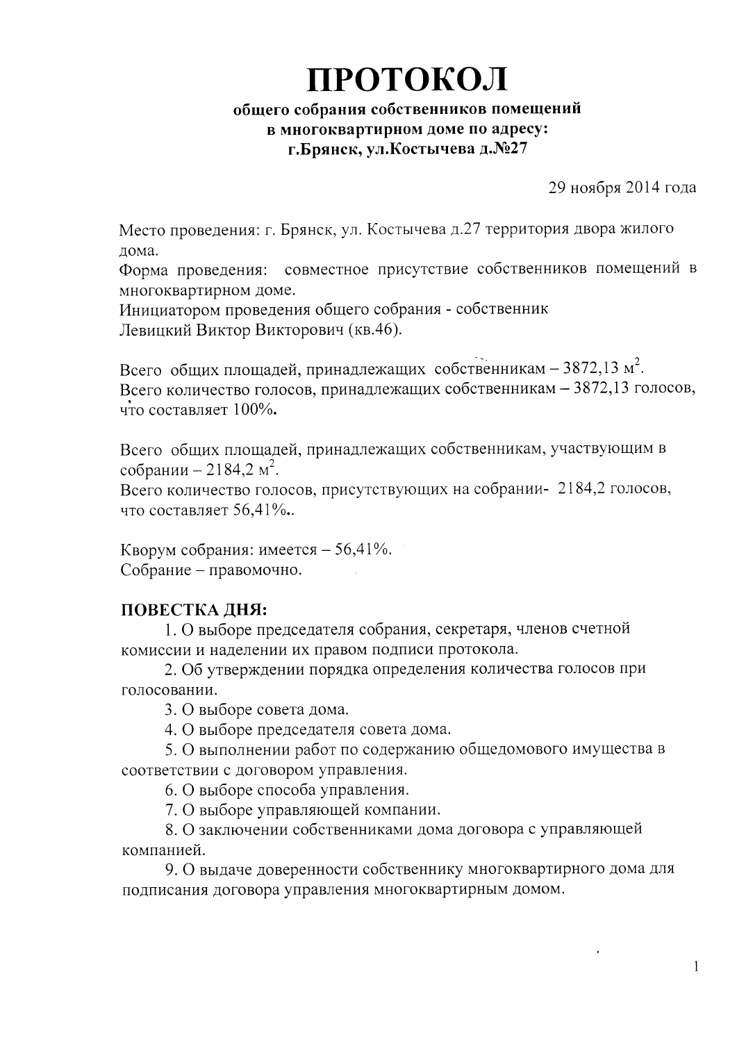# ПРОТОКОЛ

**общего собрания собственников помещений в многоквартирном доме по адресу: г.Брянск, ул.Костычева д.№27**

29 ноября 2014 года

Место проведения: г. Брянск, ул. Костычева д.27 территория двора жилого дома.

Форма проведения: совместное присутствие собственников помещений в многоквартирном доме.

Инициатором проведения общего собрания - собственник Левицкий Виктор Викторович (кв.46).

Всего общих площадей, принадлежащих собственникам – 3872,13 м$^2$.

Всего количество голосов, принадлежащих собственникам – 3872,13 голосов, что составляет 100%**.**

Всего общих площадей, принадлежащих собственникам, участвующим в собрании – 2184,2 м$^2$.

Всего количество голосов, присутствующих на собрании- 2184,2 голосов, что составляет 56,41%..

Кворум собрания: имеется – 56,41%.

Собрание – правомочно.

## ПОВЕСТКА ДНЯ:

1. О выборе председателя собрания, секретаря, членов счетной комиссии и наделении их правом подписи протокола.
2. Об утверждении порядка определения количества голосов при голосовании.
3. О выборе совета дома.
4. О выборе председателя совета дома.
5. О выполнении работ по содержанию общедомового имущества в соответствии с договором управления.
6. О выборе способа управления.
7. О выборе управляющей компании.
8. О заключении собственниками дома договора с управляющей компанией.
9. О выдаче доверенности собственнику многоквартирного дома для подписания договора управления многоквартирным домом.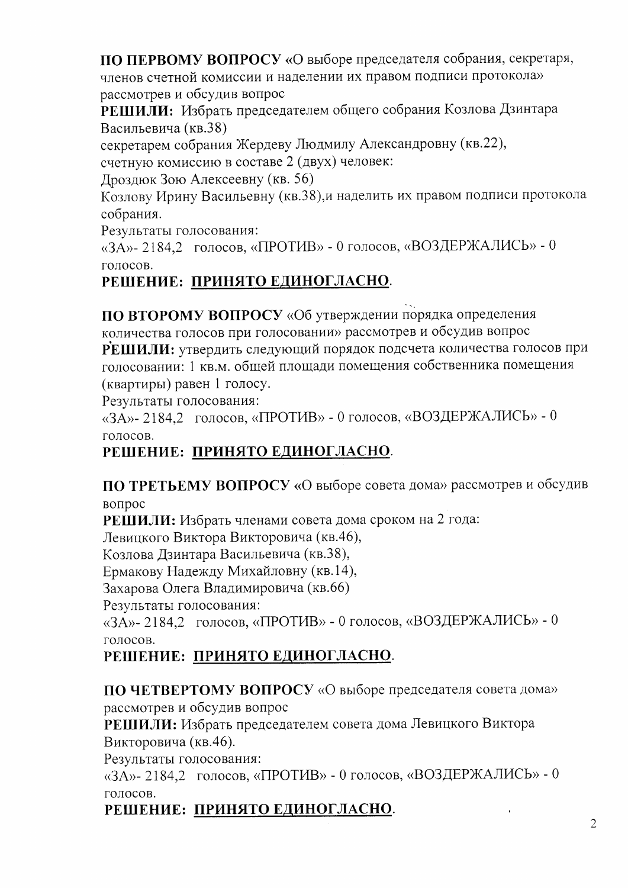**ПО ПЕРВОМУ ВОПРОСУ** «О выборе председателя собрания, секретаря, членов счетной комиссии и наделении их правом подписи протокола» рассмотрев и обсудив вопрос

**РЕШИЛИ:** Избрать председателем общего собрания Козлова Дзинтара Васильевича (кв.38)

секретарем собрания Жердеву Людмилу Александровну (кв.22),

счетную комиссию в составе 2 (двух) человек:

Дроздюк Зою Алексеевну (кв. 56)

Козлову Ирину Васильевну (кв.38),и наделить их правом подписи протокола собрания.

Результаты голосования:

«ЗА»- 2184,2 голосов, «ПРОТИВ» - 0 голосов, «ВОЗДЕРЖАЛИСЬ» - 0 голосов.

**РЕШЕНИЕ: ПРИНЯТО ЕДИНОГЛАСНО.**

**ПО ВТОРОМУ ВОПРОСУ** «Об утверждении порядка определения количества голосов при голосовании» рассмотрев и обсудив вопрос

**РЕШИЛИ:** утвердить следующий порядок подсчета количества голосов при голосовании: 1 кв.м. общей площади помещения собственника помещения (квартиры) равен 1 голосу.

Результаты голосования:

«ЗА»- 2184,2 голосов, «ПРОТИВ» - 0 голосов, «ВОЗДЕРЖАЛИСЬ» - 0 голосов.

**РЕШЕНИЕ: ПРИНЯТО ЕДИНОГЛАСНО.**

**ПО ТРЕТЬЕМУ ВОПРОСУ** «О выборе совета дома» рассмотрев и обсудив вопрос

**РЕШИЛИ:** Избрать членами совета дома сроком на 2 года:

Левицкого Виктора Викторовича (кв.46),

Козлова Дзинтара Васильевича (кв.38),

Ермакову Надежду Михайловну (кв.14),

Захарова Олега Владимировича (кв.66)

Результаты голосования:

«ЗА»- 2184,2 голосов, «ПРОТИВ» - 0 голосов, «ВОЗДЕРЖАЛИСЬ» - 0 голосов.

**РЕШЕНИЕ: ПРИНЯТО ЕДИНОГЛАСНО.**

**ПО ЧЕТВЕРТОМУ ВОПРОСУ** «О выборе председателя совета дома» рассмотрев и обсудив вопрос

**РЕШИЛИ:** Избрать председателем совета дома Левицкого Виктора Викторовича (кв.46).

Результаты голосования:

«ЗА»- 2184,2 голосов, «ПРОТИВ» - 0 голосов, «ВОЗДЕРЖАЛИСЬ» - 0 голосов.

**РЕШЕНИЕ: ПРИНЯТО ЕДИНОГЛАСНО.**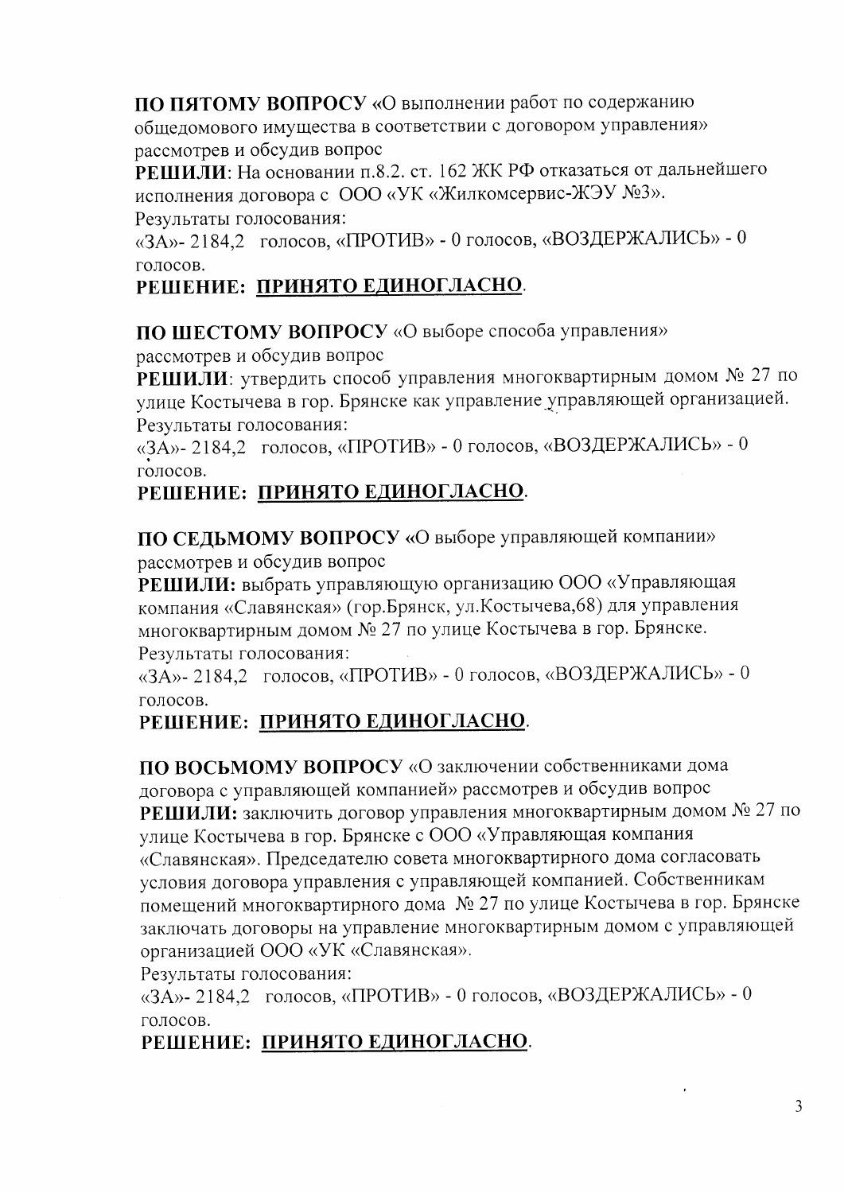**ПО ПЯТОМУ ВОПРОСУ** «О выполнении работ по содержанию общедомового имущества в соответствии с договором управления» рассмотрев и обсудив вопрос

**РЕШИЛИ**: На основании п.8.2. ст. 162 ЖК РФ отказаться от дальнейшего исполнения договора с ООО «УК «Жилкомсервис-ЖЭУ №3».

Результаты голосования:

«ЗА»- 2184,2 голосов, «ПРОТИВ» - 0 голосов, «ВОЗДЕРЖАЛИСЬ» - 0 голосов.

**РЕШЕНИЕ: <u>ПРИНЯТО ЕДИНОГЛАСНО</u>.**

**ПО ШЕСТОМУ ВОПРОСУ** «О выборе способа управления» рассмотрев и обсудив вопрос

**РЕШИЛИ**: утвердить способ управления многоквартирным домом № 27 по улице Костычева в гор. Брянске как управление управляющей организацией.

Результаты голосования:

«ЗА»- 2184,2 голосов, «ПРОТИВ» - 0 голосов, «ВОЗДЕРЖАЛИСЬ» - 0 голосов.

**РЕШЕНИЕ: <u>ПРИНЯТО ЕДИНОГЛАСНО</u>.**

**ПО СЕДЬМОМУ ВОПРОСУ** «О выборе управляющей компании» рассмотрев и обсудив вопрос

**РЕШИЛИ:** выбрать управляющую организацию ООО «Управляющая компания «Славянская» (гор.Брянск, ул.Костычева,68) для управления многоквартирным домом № 27 по улице Костычева в гор. Брянске.

Результаты голосования:

«ЗА»- 2184,2 голосов, «ПРОТИВ» - 0 голосов, «ВОЗДЕРЖАЛИСЬ» - 0 голосов.

**РЕШЕНИЕ: <u>ПРИНЯТО ЕДИНОГЛАСНО</u>.**

**ПО ВОСЬМОМУ ВОПРОСУ** «О заключении собственниками дома договора с управляющей компанией» рассмотрев и обсудив вопрос

**РЕШИЛИ:** заключить договор управления многоквартирным домом № 27 по улице Костычева в гор. Брянске с ООО «Управляющая компания «Славянская». Председателю совета многоквартирного дома согласовать условия договора управления с управляющей компанией. Собственникам помещений многоквартирного дома № 27 по улице Костычева в гор. Брянске заключать договоры на управление многоквартирным домом с управляющей организацией ООО «УК «Славянская».

Результаты голосования:

«ЗА»- 2184,2 голосов, «ПРОТИВ» - 0 голосов, «ВОЗДЕРЖАЛИСЬ» - 0 голосов.

**РЕШЕНИЕ: <u>ПРИНЯТО ЕДИНОГЛАСНО</u>.**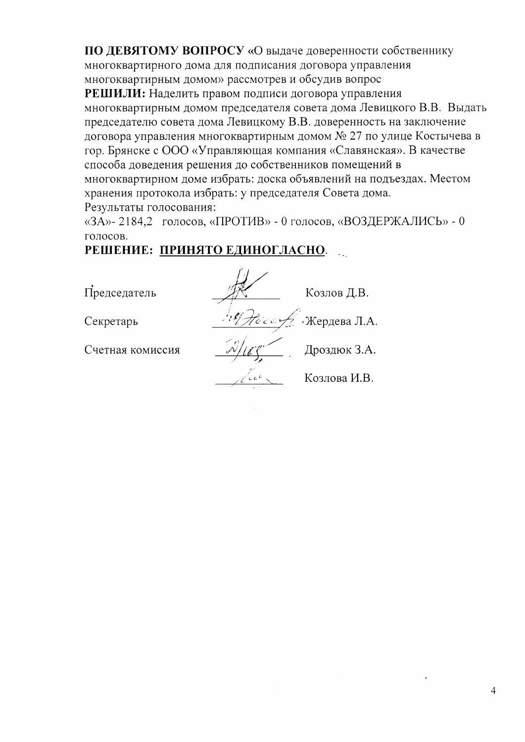**ПО ДЕВЯТОМУ ВОПРОСУ «**О выдаче доверенности собственнику многоквартирного дома для подписания договора управления многоквартирным домом» рассмотрев и обсудив вопрос

**РЕШИЛИ:** Наделить правом подписи договора управления многоквартирным домом председателя совета дома Левицкого В.В. Выдать председателю совета дома Левицкому В.В. доверенность на заключение договора управления многоквартирным домом № 27 по улице Костычева в гор. Брянске с ООО «Управляющая компания «Славянская». В качестве способа доведения решения до собственников помещений в многоквартирном доме избрать: доска объявлений на подъездах. Местом хранения протокола избрать: у председателя Совета дома.

Результаты голосования:

«ЗА»- 2184,2 голосов, «ПРОТИВ» - 0 голосов, «ВОЗДЕРЖАЛИСЬ» - 0 голосов.

**РЕШЕНИЕ: <u>ПРИНЯТО ЕДИНОГЛАСНО</u>.**

| | | |
|---|---|---|
| Председатель | _______ | Козлов Д.В. |
| Секретарь | _______ | Жердева Л.А. |
| Счетная комиссия | _______ | Дроздюк З.А. |
| | _______ | Козлова И.В. |